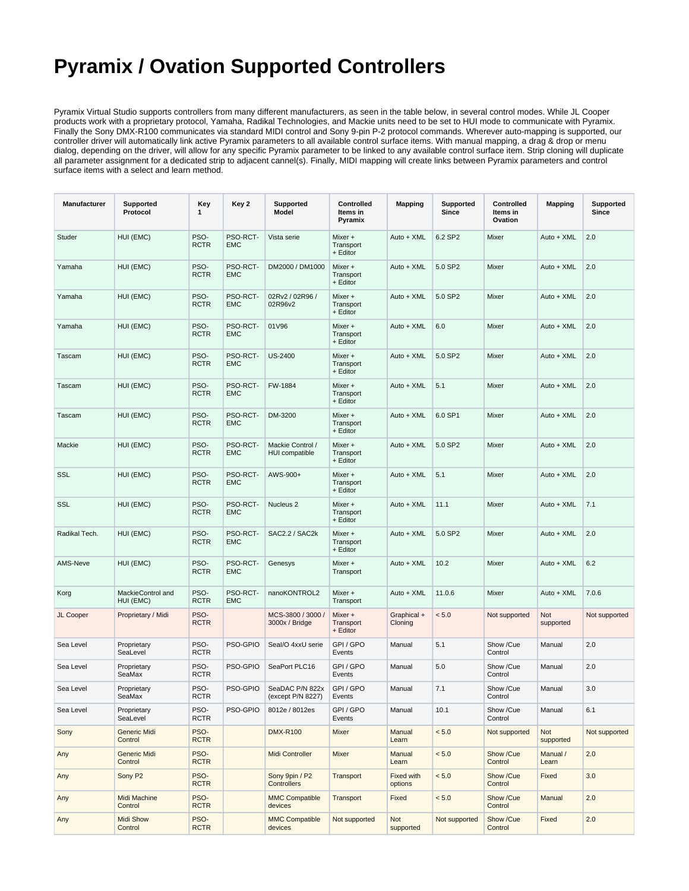# Pyramix / Ovation Supported Controllers

Pyramix Virtual Studio supports controllers from many different manufacturers, as seen in the table below, in several control modes. While JL Cooper products work with a proprietary protocol, Yamaha, Radikal Technologies, and Mackie units need to be set to HUI mode to communicate with Pyramix. Finally the Sony DMX-R100 communicates via standard MIDI control and Sony 9-pin P-2 protocol commands. Wherever auto-mapping is supported, our controller driver will automatically link active Pyramix parameters to all available control surface items. With manual mapping, a drag & drop or menu dialog, depending on the driver, will allow for any specific Pyramix parameter to be linked to any available control surface item. Strip cloning will duplicate all parameter assignment for a dedicated strip to adjacent cannel(s). Finally, MIDI mapping will create links between Pyramix parameters and control surface items with a select and learn method.

| Manufacturer | Supported Protocol | Key 1 | Key 2 | Supported Model | Controlled Items in Pyramix | Mapping | Supported Since | Controlled Items in Ovation | Mapping | Supported Since |
|---|---|---|---|---|---|---|---|---|---|---|
| Studer | HUI (EMC) | PSO-RCTR | PSO-RCT-EMC | Vista serie | Mixer + Transport + Editor | Auto + XML | 6.2 SP2 | Mixer | Auto + XML | 2.0 |
| Yamaha | HUI (EMC) | PSO-RCTR | PSO-RCT-EMC | DM2000 / DM1000 | Mixer + Transport + Editor | Auto + XML | 5.0 SP2 | Mixer | Auto + XML | 2.0 |
| Yamaha | HUI (EMC) | PSO-RCTR | PSO-RCT-EMC | 02Rv2 / 02R96 / 02R96v2 | Mixer + Transport + Editor | Auto + XML | 5.0 SP2 | Mixer | Auto + XML | 2.0 |
| Yamaha | HUI (EMC) | PSO-RCTR | PSO-RCT-EMC | 01V96 | Mixer + Transport + Editor | Auto + XML | 6.0 | Mixer | Auto + XML | 2.0 |
| Tascam | HUI (EMC) | PSO-RCTR | PSO-RCT-EMC | US-2400 | Mixer + Transport + Editor | Auto + XML | 5.0 SP2 | Mixer | Auto + XML | 2.0 |
| Tascam | HUI (EMC) | PSO-RCTR | PSO-RCT-EMC | FW-1884 | Mixer + Transport + Editor | Auto + XML | 5.1 | Mixer | Auto + XML | 2.0 |
| Tascam | HUI (EMC) | PSO-RCTR | PSO-RCT-EMC | DM-3200 | Mixer + Transport + Editor | Auto + XML | 6.0 SP1 | Mixer | Auto + XML | 2.0 |
| Mackie | HUI (EMC) | PSO-RCTR | PSO-RCT-EMC | Mackie Control / HUI compatible | Mixer + Transport + Editor | Auto + XML | 5.0 SP2 | Mixer | Auto + XML | 2.0 |
| SSL | HUI (EMC) | PSO-RCTR | PSO-RCT-EMC | AWS-900+ | Mixer + Transport + Editor | Auto + XML | 5.1 | Mixer | Auto + XML | 2.0 |
| SSL | HUI (EMC) | PSO-RCTR | PSO-RCT-EMC | Nucleus 2 | Mixer + Transport + Editor | Auto + XML | 11.1 | Mixer | Auto + XML | 7.1 |
| Radikal Tech. | HUI (EMC) | PSO-RCTR | PSO-RCT-EMC | SAC2.2 / SAC2k | Mixer + Transport + Editor | Auto + XML | 5.0 SP2 | Mixer | Auto + XML | 2.0 |
| AMS-Neve | HUI (EMC) | PSO-RCTR | PSO-RCT-EMC | Genesys | Mixer + Transport | Auto + XML | 10.2 | Mixer | Auto + XML | 6.2 |
| Korg | MackieControl and HUI (EMC) | PSO-RCTR | PSO-RCT-EMC | nanoKONTROL2 | Mixer + Transport | Auto + XML | 11.0.6 | Mixer | Auto + XML | 7.0.6 |
| JL Cooper | Proprietary / Midi | PSO-RCTR | | MCS-3800 / 3000 / 3000x / Bridge | Mixer + Transport + Editor | Graphical + Cloning | < 5.0 | Not supported | Not supported | Not supported |
| Sea Level | Proprietary SeaLevel | PSO-RCTR | PSO-GPIO | SeaI/O 4xxU serie | GPI / GPO Events | Manual | 5.1 | Show /Cue Control | Manual | 2.0 |
| Sea Level | Proprietary SeaMax | PSO-RCTR | PSO-GPIO | SeaPort PLC16 | GPI / GPO Events | Manual | 5.0 | Show /Cue Control | Manual | 2.0 |
| Sea Level | Proprietary SeaMax | PSO-RCTR | PSO-GPIO | SeaDAC P/N 822x (except P/N 8227) | GPI / GPO Events | Manual | 7.1 | Show /Cue Control | Manual | 3.0 |
| Sea Level | Proprietary SeaLevel | PSO-RCTR | PSO-GPIO | 8012e / 8012es | GPI / GPO Events | Manual | 10.1 | Show /Cue Control | Manual | 6.1 |
| Sony | Generic Midi Control | PSO-RCTR | | DMX-R100 | Mixer | Manual Learn | < 5.0 | Not supported | Not supported | Not supported |
| Any | Generic Midi Control | PSO-RCTR | | Midi Controller | Mixer | Manual Learn | < 5.0 | Show /Cue Control | Manual / Learn | 2.0 |
| Any | Sony P2 | PSO-RCTR | | Sony 9pin / P2 Controllers | Transport | Fixed with options | < 5.0 | Show /Cue Control | Fixed | 3.0 |
| Any | Midi Machine Control | PSO-RCTR | | MMC Compatible devices | Transport | Fixed | < 5.0 | Show /Cue Control | Manual | 2.0 |
| Any | Midi Show Control | PSO-RCTR | | MMC Compatible devices | Not supported | Not supported | Not supported | Show /Cue Control | Fixed | 2.0 |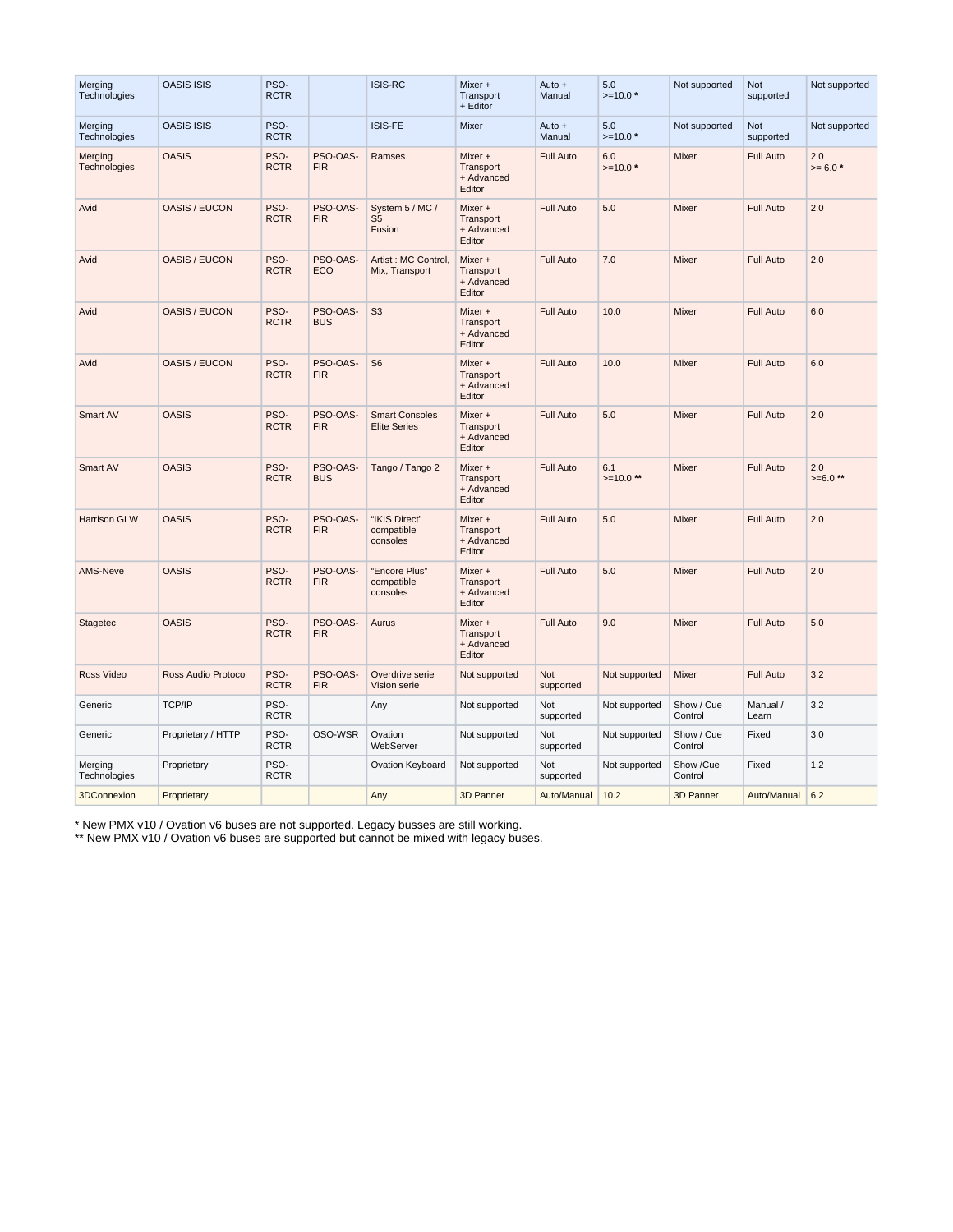| | | | | | | | | | | |
|---|---|---|---|---|---|---|---|---|---|---|
| Merging Technologies | OASIS ISIS | PSO-RCTR | | ISIS-RC | Mixer + Transport + Editor | Auto + Manual | 5.0 >=10.0 * | Not supported | Not supported | Not supported |
| Merging Technologies | OASIS ISIS | PSO-RCTR | | ISIS-FE | Mixer | Auto + Manual | 5.0 >=10.0 * | Not supported | Not supported | Not supported |
| Merging Technologies | OASIS | PSO-RCTR | PSO-OAS-FIR | Ramses | Mixer + Transport + Advanced Editor | Full Auto | 6.0 >=10.0 * | Mixer | Full Auto | 2.0 >= 6.0 * |
| Avid | OASIS / EUCON | PSO-RCTR | PSO-OAS-FIR | System 5 / MC / S5 Fusion | Mixer + Transport + Advanced Editor | Full Auto | 5.0 | Mixer | Full Auto | 2.0 |
| Avid | OASIS / EUCON | PSO-RCTR | PSO-OAS-ECO | Artist : MC Control, Mix, Transport | Mixer + Transport + Advanced Editor | Full Auto | 7.0 | Mixer | Full Auto | 2.0 |
| Avid | OASIS / EUCON | PSO-RCTR | PSO-OAS-BUS | S3 | Mixer + Transport + Advanced Editor | Full Auto | 10.0 | Mixer | Full Auto | 6.0 |
| Avid | OASIS / EUCON | PSO-RCTR | PSO-OAS-FIR | S6 | Mixer + Transport + Advanced Editor | Full Auto | 10.0 | Mixer | Full Auto | 6.0 |
| Smart AV | OASIS | PSO-RCTR | PSO-OAS-FIR | Smart Consoles Elite Series | Mixer + Transport + Advanced Editor | Full Auto | 5.0 | Mixer | Full Auto | 2.0 |
| Smart AV | OASIS | PSO-RCTR | PSO-OAS-BUS | Tango / Tango 2 | Mixer + Transport + Advanced Editor | Full Auto | 6.1 >=10.0 ** | Mixer | Full Auto | 2.0 >=6.0 ** |
| Harrison GLW | OASIS | PSO-RCTR | PSO-OAS-FIR | "IKIS Direct" compatible consoles | Mixer + Transport + Advanced Editor | Full Auto | 5.0 | Mixer | Full Auto | 2.0 |
| AMS-Neve | OASIS | PSO-RCTR | PSO-OAS-FIR | "Encore Plus" compatible consoles | Mixer + Transport + Advanced Editor | Full Auto | 5.0 | Mixer | Full Auto | 2.0 |
| Stagetec | OASIS | PSO-RCTR | PSO-OAS-FIR | Aurus | Mixer + Transport + Advanced Editor | Full Auto | 9.0 | Mixer | Full Auto | 5.0 |
| Ross Video | Ross Audio Protocol | PSO-RCTR | PSO-OAS-FIR | Overdrive serie Vision serie | Not supported | Not supported | Not supported | Mixer | Full Auto | 3.2 |
| Generic | TCP/IP | PSO-RCTR | | Any | Not supported | Not supported | Not supported | Show / Cue Control | Manual / Learn | 3.2 |
| Generic | Proprietary / HTTP | PSO-RCTR | OSO-WSR | Ovation WebServer | Not supported | Not supported | Not supported | Show / Cue Control | Fixed | 3.0 |
| Merging Technologies | Proprietary | PSO-RCTR | | Ovation Keyboard | Not supported | Not supported | Not supported | Show /Cue Control | Fixed | 1.2 |
| 3DConnexion | Proprietary | | | Any | 3D Panner | Auto/Manual | 10.2 | 3D Panner | Auto/Manual | 6.2 |

* New PMX v10 / Ovation v6 buses are not supported. Legacy busses are still working.

** New PMX v10 / Ovation v6 buses are supported but cannot be mixed with legacy buses.